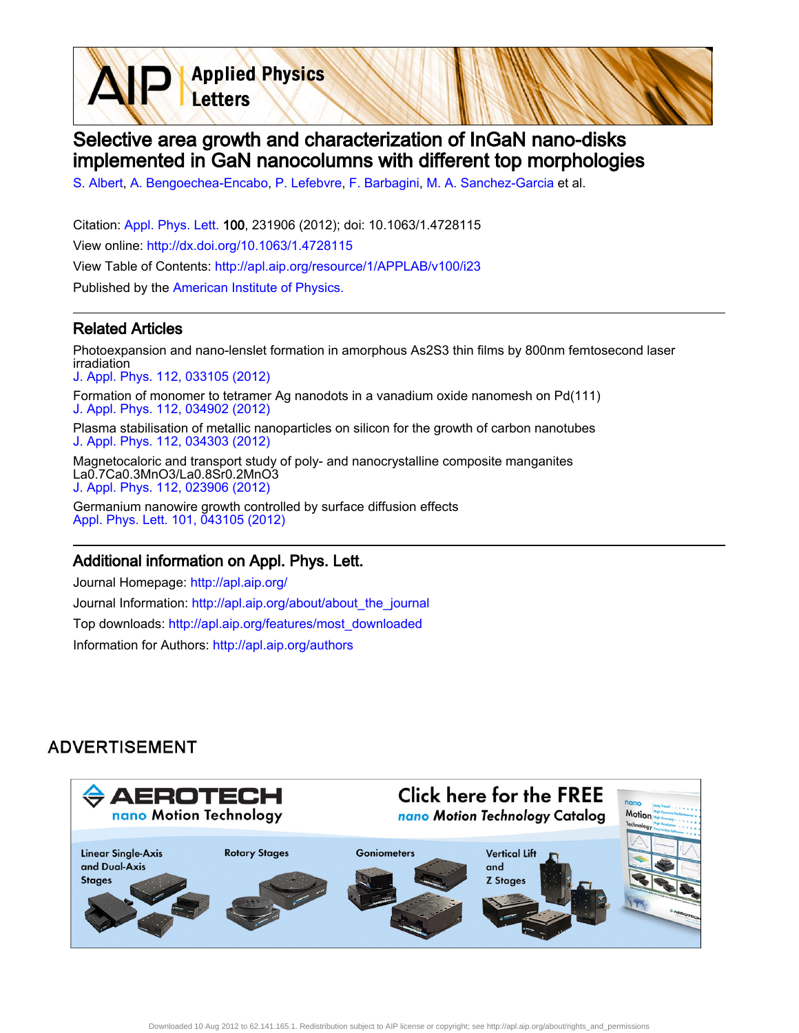# Selective area growth and characterization of InGaN nano-disks implemented in GaN nanocolumns with different top morphologies

S. Albert, A. Bengoechea-Encabo, P. Lefebvre, F. Barbagini, M. A. Sanchez-Garcia et al.

Citation: Appl. Phys. Lett. **100**, 231906 (2012); doi: 10.1063/1.4728115

View online: http://dx.doi.org/10.1063/1.4728115

View Table of Contents: http://apl.aip.org/resource/1/APPLAB/v100/i23

Published by the American Institute of Physics.

## Related Articles

Photoexpansion and nano-lenslet formation in amorphous As2S3 thin films by 800nm femtosecond laser irradiation
J. Appl. Phys. 112, 033105 (2012)

Formation of monomer to tetramer Ag nanodots in a vanadium oxide nanomesh on Pd(111)
J. Appl. Phys. 112, 034902 (2012)

Plasma stabilisation of metallic nanoparticles on silicon for the growth of carbon nanotubes
J. Appl. Phys. 112, 034303 (2012)

Magnetocaloric and transport study of poly- and nanocrystalline composite manganites La0.7Ca0.3MnO3/La0.8Sr0.2MnO3
J. Appl. Phys. 112, 023906 (2012)

Germanium nanowire growth controlled by surface diffusion effects
Appl. Phys. Lett. 101, 043105 (2012)

## Additional information on Appl. Phys. Lett.

Journal Homepage: http://apl.aip.org/

Journal Information: http://apl.aip.org/about/about_the_journal

Top downloads: http://apl.aip.org/features/most_downloaded

Information for Authors: http://apl.aip.org/authors

ADVERTISEMENT

Downloaded 10 Aug 2012 to 62.141.165.1. Redistribution subject to AIP license or copyright; see http://apl.aip.org/about/rights_and_permissions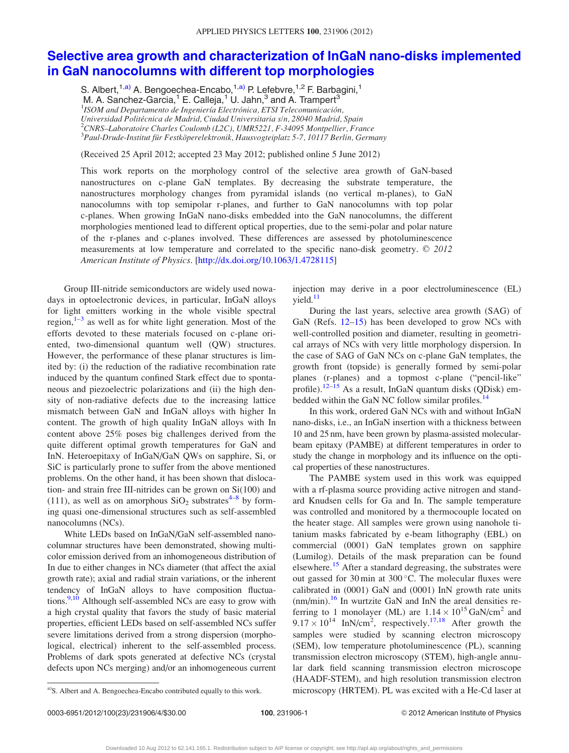# Selective area growth and characterization of InGaN nano-disks implemented in GaN nanocolumns with different top morphologies

S. Albert,[1,a)] A. Bengoechea-Encabo,[1,a)] P. Lefebvre,[1,2] F. Barbagini,[1] M. A. Sanchez-Garcia,[1] E. Calleja,[1] U. Jahn,[3] and A. Trampert[3]

[1]*ISOM and Departamento de Ingeniería Electrónica, ETSI Telecomunicación, Universidad Politécnica de Madrid, Ciudad Universitaria s/n, 28040 Madrid, Spain*
[2]*CNRS–Laboratoire Charles Coulomb (L2C), UMR5221, F-34095 Montpellier, France*
[3]*Paul-Drude-Institut für Festköperelektronik, Hausvogteiplatz 5-7, 10117 Berlin, Germany*

(Received 25 April 2012; accepted 23 May 2012; published online 5 June 2012)

This work reports on the morphology control of the selective area growth of GaN-based nanostructures on c-plane GaN templates. By decreasing the substrate temperature, the nanostructures morphology changes from pyramidal islands (no vertical m-planes), to GaN nanocolumns with top semipolar r-planes, and further to GaN nanocolumns with top polar c-planes. When growing InGaN nano-disks embedded into the GaN nanocolumns, the different morphologies mentioned lead to different optical properties, due to the semi-polar and polar nature of the r-planes and c-planes involved. These differences are assessed by photoluminescence measurements at low temperature and correlated to the specific nano-disk geometry. © *2012 American Institute of Physics*. [http://dx.doi.org/10.1063/1.4728115]

Group III-nitride semiconductors are widely used nowadays in optoelectronic devices, in particular, InGaN alloys for light emitters working in the whole visible spectral region,[1–3] as well as for white light generation. Most of the efforts devoted to these materials focused on c-plane oriented, two-dimensional quantum well (QW) structures. However, the performance of these planar structures is limited by: (i) the reduction of the radiative recombination rate induced by the quantum confined Stark effect due to spontaneous and piezoelectric polarizations and (ii) the high density of non-radiative defects due to the increasing lattice mismatch between GaN and InGaN alloys with higher In content. The growth of high quality InGaN alloys with In content above 25% poses big challenges derived from the quite different optimal growth temperatures for GaN and InN. Heteroepitaxy of InGaN/GaN QWs on sapphire, Si, or SiC is particularly prone to suffer from the above mentioned problems. On the other hand, it has been shown that dislocation- and strain free III-nitrides can be grown on Si(100) and (111), as well as on amorphous $SiO_2$ substrates[4–8] by forming quasi one-dimensional structures such as self-assembled nanocolumns (NCs).

White LEDs based on InGaN/GaN self-assembled nanocolumnar structures have been demonstrated, showing multicolor emission derived from an inhomogeneous distribution of In due to either changes in NCs diameter (that affect the axial growth rate); axial and radial strain variations, or the inherent tendency of InGaN alloys to have composition fluctuations.[9,10] Although self-assembled NCs are easy to grow with a high crystal quality that favors the study of basic material properties, efficient LEDs based on self-assembled NCs suffer severe limitations derived from a strong dispersion (morphological, electrical) inherent to the self-assembled process. Problems of dark spots generated at defective NCs (crystal defects upon NCs merging) and/or an inhomogeneous current injection may derive in a poor electroluminescence (EL) yield.[11]

During the last years, selective area growth (SAG) of GaN (Refs. 12–15) has been developed to grow NCs with well-controlled position and diameter, resulting in geometrical arrays of NCs with very little morphology dispersion. In the case of SAG of GaN NCs on c-plane GaN templates, the growth front (topside) is generally formed by semi-polar planes (r-planes) and a topmost c-plane ("pencil-like" profile).[12–15] As a result, InGaN quantum disks (QDisk) embedded within the GaN NC follow similar profiles.[14]

In this work, ordered GaN NCs with and without InGaN nano-disks, i.e., an InGaN insertion with a thickness between 10 and 25 nm, have been grown by plasma-assisted molecular-beam epitaxy (PAMBE) at different temperatures in order to study the change in morphology and its influence on the optical properties of these nanostructures.

The PAMBE system used in this work was equipped with a rf-plasma source providing active nitrogen and standard Knudsen cells for Ga and In. The sample temperature was controlled and monitored by a thermocouple located on the heater stage. All samples were grown using nanohole titanium masks fabricated by e-beam lithography (EBL) on commercial (0001) GaN templates grown on sapphire (Lumilog). Details of the mask preparation can be found elsewhere.[15] After a standard degreasing, the substrates were out gassed for 30 min at 300 °C. The molecular fluxes were calibrated in (0001) GaN and (0001) InN growth rate units (nm/min).[16] In wurtzite GaN and InN the areal densities referring to 1 monolayer (ML) are $1.14 \times 10^{15}$ GaN/cm$^2$ and $9.17 \times 10^{14}$ InN/cm$^2$, respectively.[17,18] After growth the samples were studied by scanning electron microscopy (SEM), low temperature photoluminescence (PL), scanning transmission electron microscopy (STEM), high-angle annular dark field scanning transmission electron microscope (HAADF-STEM), and high resolution transmission electron microscopy (HRTEM). PL was excited with a He-Cd laser at

[a)]S. Albert and A. Bengoechea-Encabo contributed equally to this work.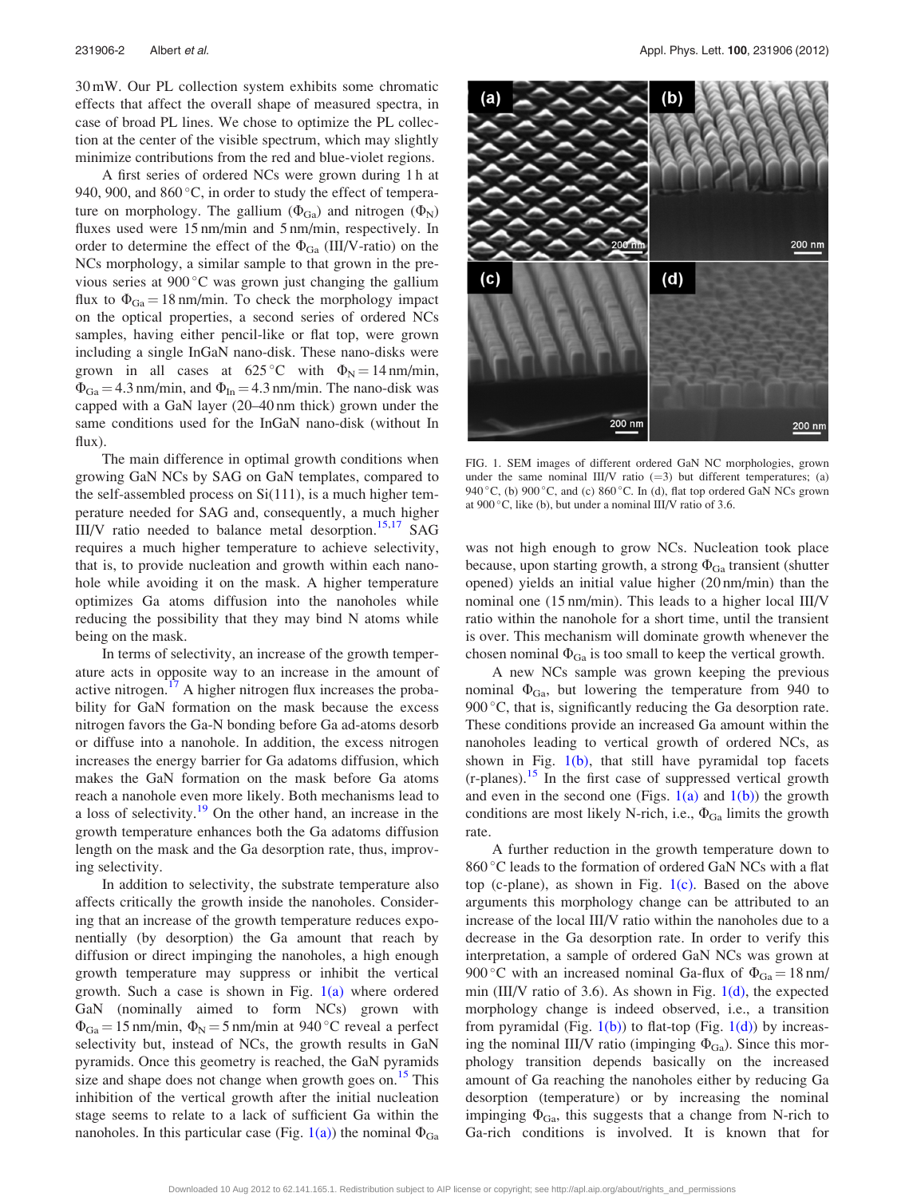30 mW. Our PL collection system exhibits some chromatic effects that affect the overall shape of measured spectra, in case of broad PL lines. We chose to optimize the PL collection at the center of the visible spectrum, which may slightly minimize contributions from the red and blue-violet regions.

A first series of ordered NCs were grown during 1 h at 940, 900, and 860 °C, in order to study the effect of temperature on morphology. The gallium ($\Phi_{Ga}$) and nitrogen ($\Phi_N$) fluxes used were 15 nm/min and 5 nm/min, respectively. In order to determine the effect of the $\Phi_{Ga}$ (III/V-ratio) on the NCs morphology, a similar sample to that grown in the previous series at 900 °C was grown just changing the gallium flux to $\Phi_{Ga} = 18$ nm/min. To check the morphology impact on the optical properties, a second series of ordered NCs samples, having either pencil-like or flat top, were grown including a single InGaN nano-disk. These nano-disks were grown in all cases at 625 °C with $\Phi_N = 14$ nm/min, $\Phi_{Ga} = 4.3$ nm/min, and $\Phi_{In} = 4.3$ nm/min. The nano-disk was capped with a GaN layer (20–40 nm thick) grown under the same conditions used for the InGaN nano-disk (without In flux).

The main difference in optimal growth conditions when growing GaN NCs by SAG on GaN templates, compared to the self-assembled process on Si(111), is a much higher temperature needed for SAG and, consequently, a much higher III/V ratio needed to balance metal desorption.[15,17] SAG requires a much higher temperature to achieve selectivity, that is, to provide nucleation and growth within each nanohole while avoiding it on the mask. A higher temperature optimizes Ga atoms diffusion into the nanoholes while reducing the possibility that they may bind N atoms while being on the mask.

In terms of selectivity, an increase of the growth temperature acts in opposite way to an increase in the amount of active nitrogen.[17] A higher nitrogen flux increases the probability for GaN formation on the mask because the excess nitrogen favors the Ga-N bonding before Ga ad-atoms desorb or diffuse into a nanohole. In addition, the excess nitrogen increases the energy barrier for Ga adatoms diffusion, which makes the GaN formation on the mask before Ga atoms reach a nanohole even more likely. Both mechanisms lead to a loss of selectivity.[19] On the other hand, an increase in the growth temperature enhances both the Ga adatoms diffusion length on the mask and the Ga desorption rate, thus, improving selectivity.

In addition to selectivity, the substrate temperature also affects critically the growth inside the nanoholes. Considering that an increase of the growth temperature reduces exponentially (by desorption) the Ga amount that reach by diffusion or direct impinging the nanoholes, a high enough growth temperature may suppress or inhibit the vertical growth. Such a case is shown in Fig. 1(a) where ordered GaN (nominally aimed to form NCs) grown with $\Phi_{Ga} = 15$ nm/min, $\Phi_N = 5$ nm/min at 940 °C reveal a perfect selectivity but, instead of NCs, the growth results in GaN pyramids. Once this geometry is reached, the GaN pyramids size and shape does not change when growth goes on.[15] This inhibition of the vertical growth after the initial nucleation stage seems to relate to a lack of sufficient Ga within the nanoholes. In this particular case (Fig. 1(a)) the nominal $\Phi_{Ga}$ was not high enough to grow NCs. Nucleation took place because, upon starting growth, a strong $\Phi_{Ga}$ transient (shutter opened) yields an initial value higher (20 nm/min) than the nominal one (15 nm/min). This leads to a higher local III/V ratio within the nanohole for a short time, until the transient is over. This mechanism will dominate growth whenever the chosen nominal $\Phi_{Ga}$ is too small to keep the vertical growth.

FIG. 1. SEM images of different ordered GaN NC morphologies, grown under the same nominal III/V ratio (=3) but different temperatures; (a) 940 °C, (b) 900 °C, and (c) 860 °C. In (d), flat top ordered GaN NCs grown at 900 °C, like (b), but under a nominal III/V ratio of 3.6.

A new NCs sample was grown keeping the previous nominal $\Phi_{Ga}$, but lowering the temperature from 940 to 900 °C, that is, significantly reducing the Ga desorption rate. These conditions provide an increased Ga amount within the nanoholes leading to vertical growth of ordered NCs, as shown in Fig. 1(b), that still have pyramidal top facets (r-planes).[15] In the first case of suppressed vertical growth and even in the second one (Figs. 1(a) and 1(b)) the growth conditions are most likely N-rich, i.e., $\Phi_{Ga}$ limits the growth rate.

A further reduction in the growth temperature down to 860 °C leads to the formation of ordered GaN NCs with a flat top (c-plane), as shown in Fig. 1(c). Based on the above arguments this morphology change can be attributed to an increase of the local III/V ratio within the nanoholes due to a decrease in the Ga desorption rate. In order to verify this interpretation, a sample of ordered GaN NCs was grown at 900 °C with an increased nominal Ga-flux of $\Phi_{Ga} = 18$ nm/min (III/V ratio of 3.6). As shown in Fig. 1(d), the expected morphology change is indeed observed, i.e., a transition from pyramidal (Fig. 1(b)) to flat-top (Fig. 1(d)) by increasing the nominal III/V ratio (impinging $\Phi_{Ga}$). Since this morphology transition depends basically on the increased amount of Ga reaching the nanoholes either by reducing Ga desorption (temperature) or by increasing the nominal impinging $\Phi_{Ga}$, this suggests that a change from N-rich to Ga-rich conditions is involved. It is known that for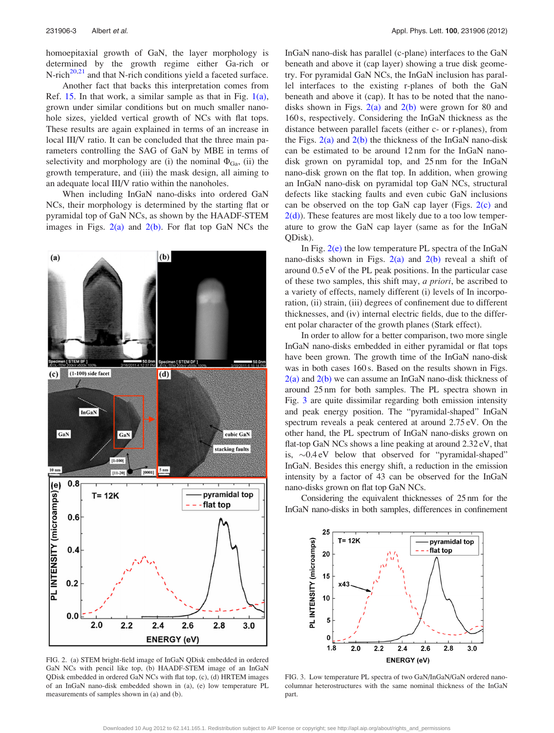homoepitaxial growth of GaN, the layer morphology is determined by the growth regime either Ga-rich or N-rich[20,21] and that N-rich conditions yield a faceted surface.

Another fact that backs this interpretation comes from Ref. 15. In that work, a similar sample as that in Fig. 1(a), grown under similar conditions but on much smaller nanohole sizes, yielded vertical growth of NCs with flat tops. These results are again explained in terms of an increase in local III/V ratio. It can be concluded that the three main parameters controlling the SAG of GaN by MBE in terms of selectivity and morphology are (i) the nominal $\Phi_{Ga}$, (ii) the growth temperature, and (iii) the mask design, all aiming to an adequate local III/V ratio within the nanoholes.

When including InGaN nano-disks into ordered GaN NCs, their morphology is determined by the starting flat or pyramidal top of GaN NCs, as shown by the HAADF-STEM images in Figs. 2(a) and 2(b). For flat top GaN NCs the InGaN nano-disk has parallel (c-plane) interfaces to the GaN beneath and above it (cap layer) showing a true disk geometry. For pyramidal GaN NCs, the InGaN inclusion has parallel interfaces to the existing r-planes of both the GaN beneath and above it (cap). It has to be noted that the nano-disks shown in Figs. 2(a) and 2(b) were grown for 80 and 160 s, respectively. Considering the InGaN thickness as the distance between parallel facets (either c- or r-planes), from the Figs. 2(a) and 2(b) the thickness of the InGaN nano-disk can be estimated to be around 12 nm for the InGaN nano-disk grown on pyramidal top, and 25 nm for the InGaN nano-disk grown on the flat top. In addition, when growing an InGaN nano-disk on pyramidal top GaN NCs, structural defects like stacking faults and even cubic GaN inclusions can be observed on the top GaN cap layer (Figs. 2(c) and 2(d)). These features are most likely due to a too low temperature to grow the GaN cap layer (same as for the InGaN QDisk).

FIG. 2. (a) STEM bright-field image of InGaN QDisk embedded in ordered GaN NCs with pencil like top, (b) HAADF-STEM image of an InGaN QDisk embedded in ordered GaN NCs with flat top, (c), (d) HRTEM images of an InGaN nano-disk embedded shown in (a), (e) low temperature PL measurements of samples shown in (a) and (b).

In Fig. 2(e) the low temperature PL spectra of the InGaN nano-disks shown in Figs. 2(a) and 2(b) reveal a shift of around 0.5 eV of the PL peak positions. In the particular case of these two samples, this shift may, *a priori*, be ascribed to a variety of effects, namely different (i) levels of In incorporation, (ii) strain, (iii) degrees of confinement due to different thicknesses, and (iv) internal electric fields, due to the different polar character of the growth planes (Stark effect).

In order to allow for a better comparison, two more single InGaN nano-disks embedded in either pyramidal or flat tops have been grown. The growth time of the InGaN nano-disk was in both cases 160 s. Based on the results shown in Figs. 2(a) and 2(b) we can assume an InGaN nano-disk thickness of around 25 nm for both samples. The PL spectra shown in Fig. 3 are quite dissimilar regarding both emission intensity and peak energy position. The "pyramidal-shaped" InGaN spectrum reveals a peak centered at around 2.75 eV. On the other hand, the PL spectrum of InGaN nano-disks grown on flat-top GaN NCs shows a line peaking at around 2.32 eV, that is, ~0.4 eV below that observed for "pyramidal-shaped" InGaN. Besides this energy shift, a reduction in the emission intensity by a factor of 43 can be observed for the InGaN nano-disks grown on flat top GaN NCs.

Considering the equivalent thicknesses of 25 nm for the InGaN nano-disks in both samples, differences in confinement

FIG. 3. Low temperature PL spectra of two GaN/InGaN/GaN ordered nano-columnar heterostructures with the same nominal thickness of the InGaN part.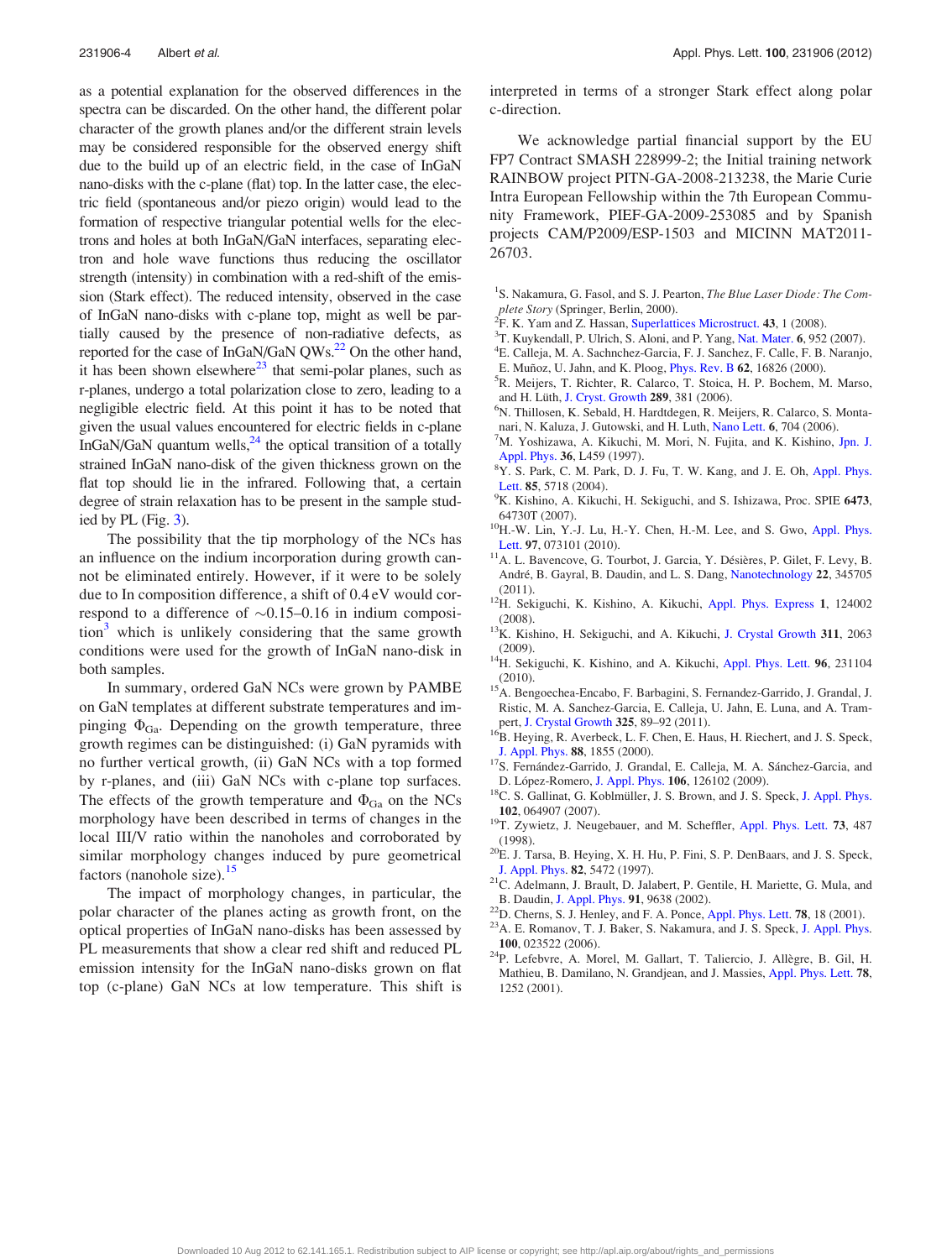as a potential explanation for the observed differences in the spectra can be discarded. On the other hand, the different polar character of the growth planes and/or the different strain levels may be considered responsible for the observed energy shift due to the build up of an electric field, in the case of InGaN nano-disks with the c-plane (flat) top. In the latter case, the electric field (spontaneous and/or piezo origin) would lead to the formation of respective triangular potential wells for the electrons and holes at both InGaN/GaN interfaces, separating electron and hole wave functions thus reducing the oscillator strength (intensity) in combination with a red-shift of the emission (Stark effect). The reduced intensity, observed in the case of InGaN nano-disks with c-plane top, might as well be partially caused by the presence of non-radiative defects, as reported for the case of InGaN/GaN QWs.[22] On the other hand, it has been shown elsewhere[23] that semi-polar planes, such as r-planes, undergo a total polarization close to zero, leading to a negligible electric field. At this point it has to be noted that given the usual values encountered for electric fields in c-plane InGaN/GaN quantum wells,[24] the optical transition of a totally strained InGaN nano-disk of the given thickness grown on the flat top should lie in the infrared. Following that, a certain degree of strain relaxation has to be present in the sample studied by PL (Fig. 3).

The possibility that the tip morphology of the NCs has an influence on the indium incorporation during growth cannot be eliminated entirely. However, if it were to be solely due to In composition difference, a shift of 0.4 eV would correspond to a difference of ~0.15–0.16 in indium composition[3] which is unlikely considering that the same growth conditions were used for the growth of InGaN nano-disk in both samples.

In summary, ordered GaN NCs were grown by PAMBE on GaN templates at different substrate temperatures and impinging $\Phi_{Ga}$. Depending on the growth temperature, three growth regimes can be distinguished: (i) GaN pyramids with no further vertical growth, (ii) GaN NCs with a top formed by r-planes, and (iii) GaN NCs with c-plane top surfaces. The effects of the growth temperature and $\Phi_{Ga}$ on the NCs morphology have been described in terms of changes in the local III/V ratio within the nanoholes and corroborated by similar morphology changes induced by pure geometrical factors (nanohole size).[15]

The impact of morphology changes, in particular, the polar character of the planes acting as growth front, on the optical properties of InGaN nano-disks has been assessed by PL measurements that show a clear red shift and reduced PL emission intensity for the InGaN nano-disks grown on flat top (c-plane) GaN NCs at low temperature. This shift is interpreted in terms of a stronger Stark effect along polar c-direction.

We acknowledge partial financial support by the EU FP7 Contract SMASH 228999-2; the Initial training network RAINBOW project PITN-GA-2008-213238, the Marie Curie Intra European Fellowship within the 7th European Community Framework, PIEF-GA-2009-253085 and by Spanish projects CAM/P2009/ESP-1503 and MICINN MAT2011-26703.

[1] S. Nakamura, G. Fasol, and S. J. Pearton, *The Blue Laser Diode: The Complete Story* (Springer, Berlin, 2000).
[2] F. K. Yam and Z. Hassan, Superlattices Microstruct. **43**, 1 (2008).
[3] T. Kuykendall, P. Ulrich, S. Aloni, and P. Yang, Nat. Mater. **6**, 952 (2007).
[4] E. Calleja, M. A. Sachnchez-Garcia, F. J. Sanchez, F. Calle, F. B. Naranjo, E. Muñoz, U. Jahn, and K. Ploog, Phys. Rev. B **62**, 16826 (2000).
[5] R. Meijers, T. Richter, R. Calarco, T. Stoica, H. P. Bochem, M. Marso, and H. Lüth, J. Cryst. Growth **289**, 381 (2006).
[6] N. Thillosen, K. Sebald, H. Hardtdegen, R. Meijers, R. Calarco, S. Montanari, N. Kaluza, J. Gutowski, and H. Luth, Nano Lett. **6**, 704 (2006).
[7] M. Yoshizawa, A. Kikuchi, M. Mori, N. Fujita, and K. Kishino, Jpn. J. Appl. Phys. **36**, L459 (1997).
[8] Y. S. Park, C. M. Park, D. J. Fu, T. W. Kang, and J. E. Oh, Appl. Phys. Lett. **85**, 5718 (2004).
[9] K. Kishino, A. Kikuchi, H. Sekiguchi, and S. Ishizawa, Proc. SPIE **6473**, 64730T (2007).
[10] H.-W. Lin, Y.-J. Lu, H.-Y. Chen, H.-M. Lee, and S. Gwo, Appl. Phys. Lett. **97**, 073101 (2010).
[11] A. L. Bavencove, G. Tourbot, J. Garcia, Y. Désières, P. Gilet, F. Levy, B. André, B. Gayral, B. Daudin, and L. S. Dang, Nanotechnology **22**, 345705 (2011).
[12] H. Sekiguchi, K. Kishino, A. Kikuchi, Appl. Phys. Express **1**, 124002 (2008).
[13] K. Kishino, H. Sekiguchi, and A. Kikuchi, J. Crystal Growth **311**, 2063 (2009).
[14] H. Sekiguchi, K. Kishino, and A. Kikuchi, Appl. Phys. Lett. **96**, 231104 (2010).
[15] A. Bengoechea-Encabo, F. Barbagini, S. Fernandez-Garrido, J. Grandal, J. Ristic, M. A. Sanchez-Garcia, E. Calleja, U. Jahn, E. Luna, and A. Trampert, J. Crystal Growth **325**, 89–92 (2011).
[16] B. Heying, R. Averbeck, L. F. Chen, E. Haus, H. Riechert, and J. S. Speck, J. Appl. Phys. **88**, 1855 (2000).
[17] S. Fernández-Garrido, J. Grandal, E. Calleja, M. A. Sánchez-Garcia, and D. López-Romero, J. Appl. Phys. **106**, 126102 (2009).
[18] C. S. Gallinat, G. Koblmüller, J. S. Brown, and J. S. Speck, J. Appl. Phys. **102**, 064907 (2007).
[19] T. Zywietz, J. Neugebauer, and M. Scheffler, Appl. Phys. Lett. **73**, 487 (1998).
[20] E. J. Tarsa, B. Heying, X. H. Hu, P. Fini, S. P. DenBaars, and J. S. Speck, J. Appl. Phys. **82**, 5472 (1997).
[21] C. Adelmann, J. Brault, D. Jalabert, P. Gentile, H. Mariette, G. Mula, and B. Daudin, J. Appl. Phys. **91**, 9638 (2002).
[22] D. Cherns, S. J. Henley, and F. A. Ponce, Appl. Phys. Lett. **78**, 18 (2001).
[23] A. E. Romanov, T. J. Baker, S. Nakamura, and J. S. Speck, J. Appl. Phys. **100**, 023522 (2006).
[24] P. Lefebvre, A. Morel, M. Gallart, T. Taliercio, J. Allègre, B. Gil, H. Mathieu, B. Damilano, N. Grandjean, and J. Massies, Appl. Phys. Lett. **78**, 1252 (2001).